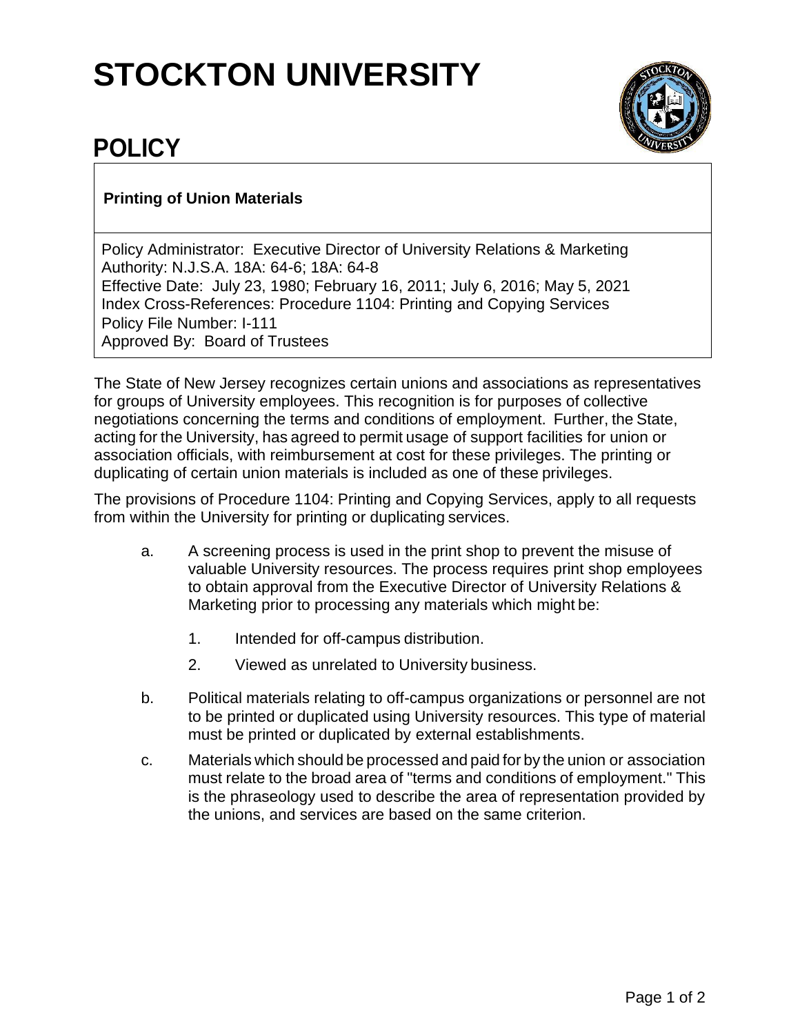# STOCKTON UNIVERSITY

## POLICY

**Printing of Union Materials**

Policy Administrator: Executive Director of University Relations & Marketing
Authority: N.J.S.A. 18A: 64-6; 18A: 64-8
Effective Date: July 23, 1980; February 16, 2011; July 6, 2016; May 5, 2021
Index Cross-References: Procedure 1104: Printing and Copying Services
Policy File Number: I-111
Approved By: Board of Trustees

The State of New Jersey recognizes certain unions and associations as representatives for groups of University employees. This recognition is for purposes of collective negotiations concerning the terms and conditions of employment. Further, the State, acting for the University, has agreed to permit usage of support facilities for union or association officials, with reimbursement at cost for these privileges. The printing or duplicating of certain union materials is included as one of these privileges.

The provisions of Procedure 1104: Printing and Copying Services, apply to all requests from within the University for printing or duplicating services.

a. A screening process is used in the print shop to prevent the misuse of valuable University resources. The process requires print shop employees to obtain approval from the Executive Director of University Relations & Marketing prior to processing any materials which might be:

    1. Intended for off-campus distribution.

    2. Viewed as unrelated to University business.

b. Political materials relating to off-campus organizations or personnel are not to be printed or duplicated using University resources. This type of material must be printed or duplicated by external establishments.

c. Materials which should be processed and paid for by the union or association must relate to the broad area of "terms and conditions of employment." This is the phraseology used to describe the area of representation provided by the unions, and services are based on the same criterion.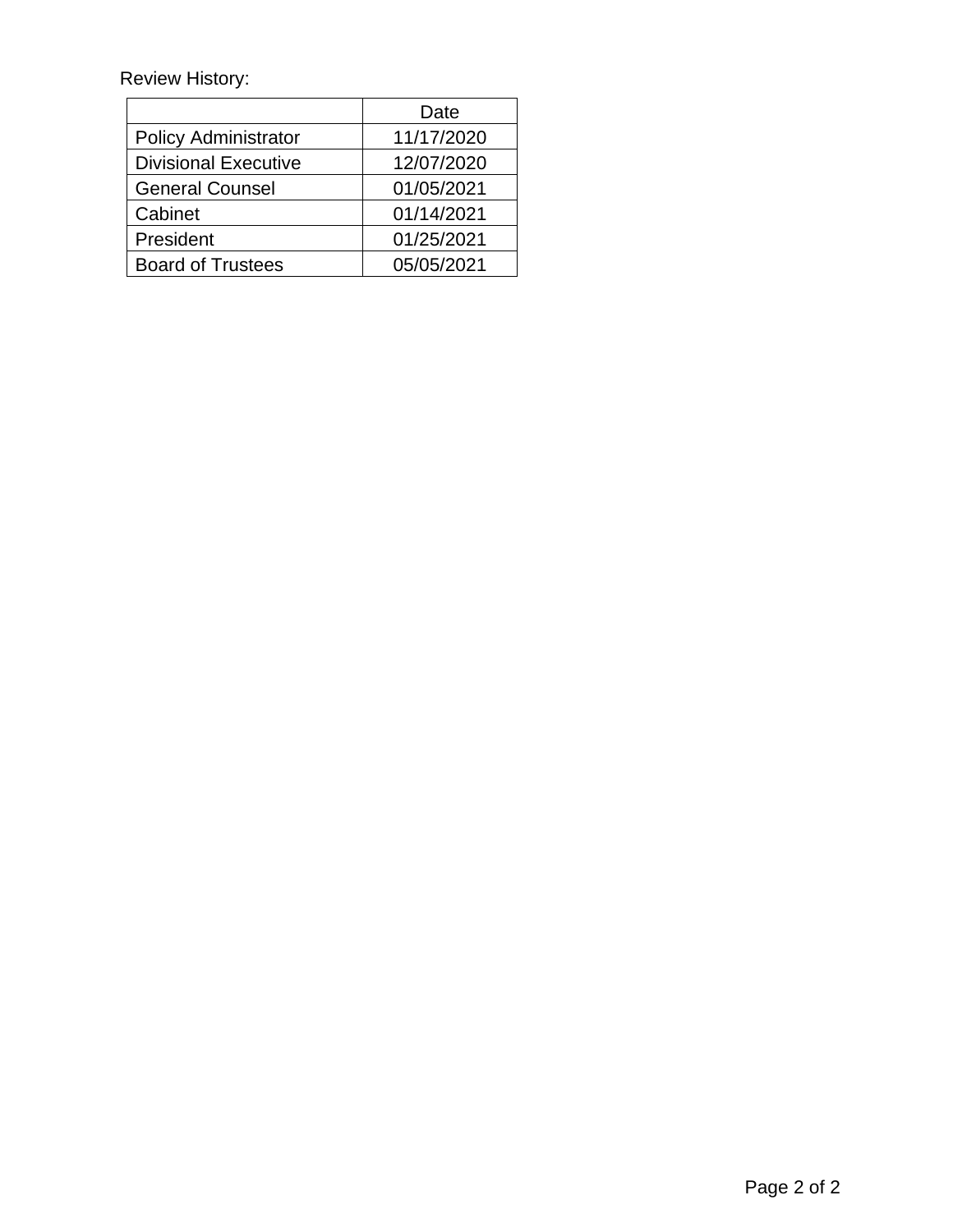Review History:

| | Date |
|---|---|
| Policy Administrator | 11/17/2020 |
| Divisional Executive | 12/07/2020 |
| General Counsel | 01/05/2021 |
| Cabinet | 01/14/2021 |
| President | 01/25/2021 |
| Board of Trustees | 05/05/2021 |